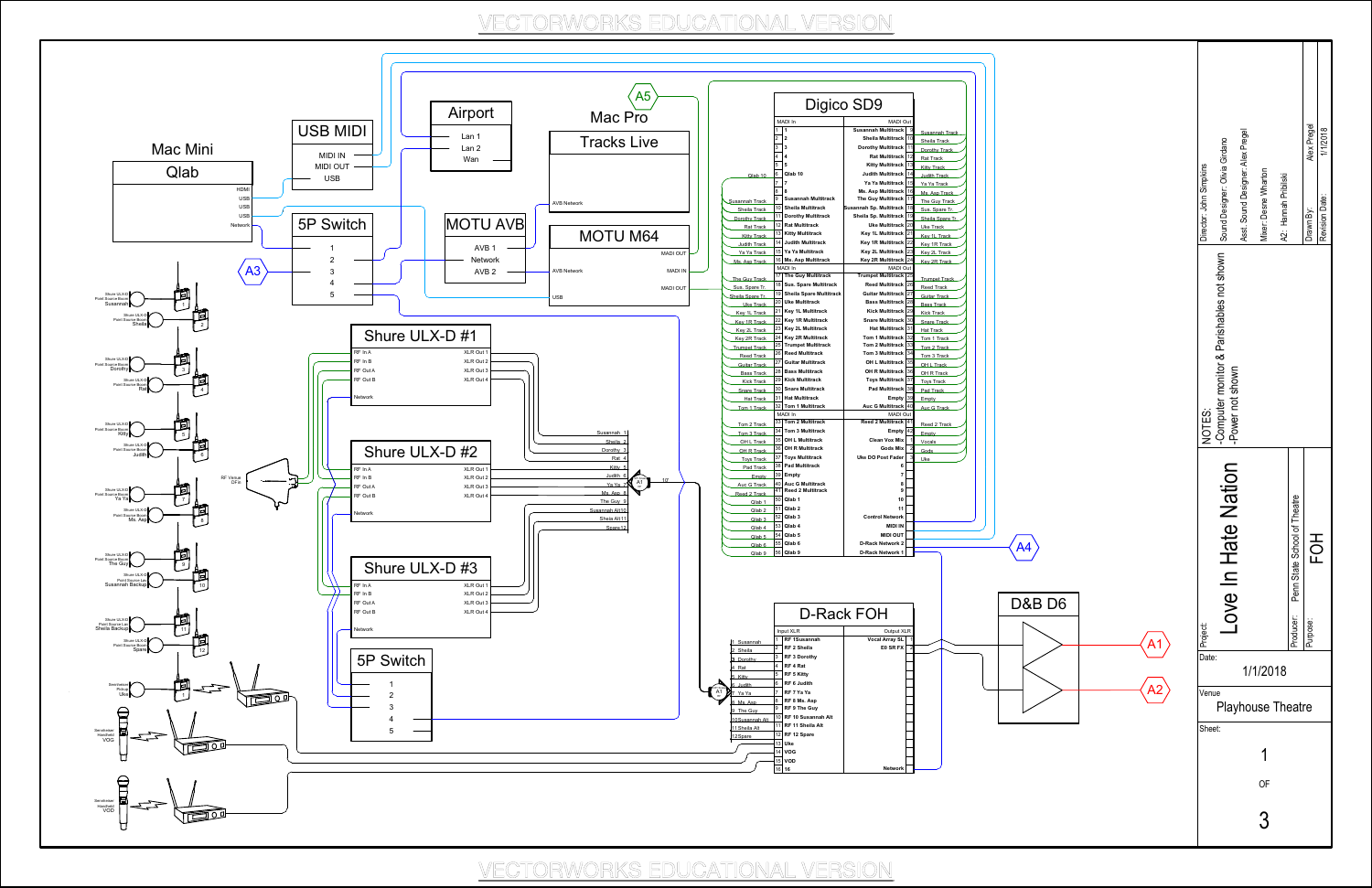# Love In Hate Nation

**Project:** Love In Hate Nation
**Producer:** Penn State School of Theatre
**Purpose:** FOH
**Date:** 1/1/2018
**Venue:** Playhouse Theatre
**Sheet:** 1 OF 3

Director: John Simpkins
Sound Designer: Olivia Girdano
Asst. Sound Designer: Alex Pregel
Mixer: Desne Wharton
A2: Hannah Pribiski

Drawn By: Alex Pregel
Revision Date: 1/1/2018

NOTES:
- Computer monitor & Parishables not shown
- Power not shown

## Mac Mini — Qlab

HDMI, USB, USB, USB, Network

## USB MIDI

MIDI IN, MIDI OUT, USB

## Airport

Lan 1, Lan 2, Wan

## Mac Pro — Tracks Live

AVB Network, USB

## 5P Switch

1, 2, 3, 4, 5

## MOTU AVB

AVB 1, Network, AVB 2

## MOTU M64

MADI OUT, MADI IN, MADI OUT, AVB Network

## Shure ULX-D #1

| In | Out |
|---|---|
| RF In A | XLR Out 1 |
| RF In B | XLR Out 2 |
| RF Out A | XLR Out 3 |
| RF Out B | XLR Out 4 |
| Network | |

## Shure ULX-D #2

| In | Out |
|---|---|
| RF In A | XLR Out 1 |
| RF In B | XLR Out 2 |
| RF Out A | XLR Out 3 |
| RF Out B | XLR Out 4 |
| Network | |

## Shure ULX-D #3

| In | Out |
|---|---|
| RF In A | XLR Out 1 |
| RF In B | XLR Out 2 |
| RF Out A | XLR Out 3 |
| RF Out B | XLR Out 4 |
| Network | |

## 5P Switch

1, 2, 3, 4, 5

Wireless packs: Shure ULX-D Point Source Boom — Susannah (1), Sheila (2), Dorothy (3), Rat (4), Kitty (5), Judith (6), Ya Ya (7), Ms. Asp (8), The Guy (9); Shure ULX-D Point Source Lav — Susannah Backup (10), Sheila Backup (11); Shure ULX-D Point Source Boom — Spare (12); Sennheiser Pickup — Uke (1); Sennheiser Handheld — VOG; Sennheiser Handheld — VOD

RF Venue DFin

Wireless outputs: Susannah 1, Sheila 2, Dorothy 3, Rat 4, Kitty 5, Judith 6, Ya Ya 7, Ms. Asp 8, The Guy 9, Susannah Alt 10, Sheila Alt 11, Spare 12

## Digico SD9

| Input source | Ch | MADI In | Output | Ch | Destination |
|---|---|---|---|---|---|
| | 1 | 1 | Susannah Multitrack | 9 | Susannah Track |
| | 2 | 2 | Sheila Multitrack | 10 | Sheila Track |
| | 3 | 3 | Dorothy Multitrack | 11 | Dorothy Track |
| | 4 | 4 | Rat Multitrack | 12 | Rat Track |
| | 5 | 5 | Kitty Multitrack | 13 | Kitty Track |
| Qlab 10 | 6 | Qlab 10 | Judith Multitrack | 14 | Judith Track |
| | 7 | 7 | Ya Ya Multitrack | 15 | Ya Ya Track |
| | 8 | 8 | Ms. Asp Multitrack | 16 | Ms. Asp Track |
| Susannah Track | 9 | Susannah Multitrack | The Guy Multitrack | 17 | The Guy Track |
| Sheila Track | 10 | Sheila Multitrack | Susannah Sp. Multitrack | 18 | Sus. Spare Tr. |
| Dorothy Track | 11 | Dorothy Multitrack | Sheila Sp. Multitrack | 19 | Sheila Spare Tr. |
| Rat Track | 12 | Rat Multitrack | Uke Multitrack | 20 | Uke Track |
| Kitty Track | 13 | Kitty Multitrack | Key 1L Multitrack | 21 | Key 1L Track |
| Judith Track | 14 | Judith Multitrack | Key 1R Multitrack | 22 | Key 1R Track |
| Ya Ya Track | 15 | Ya Ya Multitrack | Key 2L Multitrack | 23 | Key 2L Track |
| Ms. Asp Track | 16 | Ms. Asp Multitrack | Key 2R Multitrack | 24 | Key 2R Track |
| The Guy Track | 17 | The Guy Multitrack | Trumpet Multitrack | 25 | Trumpet Track |
| Sus. Spare Tr. | 18 | Sus. Spare Multitrack | Reed Multitrack | 26 | Reed Track |
| Sheila Spare Tr. | 19 | Sheila Spare Multitrack | Guitar Multitrack | 27 | Guitar Track |
| Uke Track | 20 | Uke Multitrack | Bass Multitrack | 28 | Bass Track |
| Key 1L Track | 21 | Key 1L Multitrack | Kick Multitrack | 29 | Kick Track |
| Key 1R Track | 22 | Key 1R Multitrack | Snare Multitrack | 30 | Snare Track |
| Key 2L Track | 23 | Key 2L Multitrack | Hat Multitrack | 31 | Hat Track |
| Key 2R Track | 24 | Key 2R Multitrack | Tom 1 Multitrack | 32 | Tom 1 Track |
| Trumpet Track | 25 | Trumpet Multitrack | Tom 2 Multitrack | 33 | Tom 2 Track |
| Reed Track | 26 | Reed Multitrack | Tom 3 Multitrack | 34 | Tom 3 Track |
| Guitar Track | 27 | Guitar Multitrack | OH L Multitrack | 35 | OH L Track |
| Bass Track | 28 | Bass Multitrack | OH R Multitrack | 36 | OH R Track |
| Kick Track | 29 | Kick Multitrack | Toys Multitrack | 37 | Toys Track |
| Snare Track | 30 | Snare Multitrack | Pad Multitrack | 38 | Pad Track |
| Hat Track | 31 | Hat Multitrack | Empty | 39 | Empty |
| Tom 1 Track | 32 | Tom 1 Multitrack | Auc G Multitrack | 40 | Auc G Track |
| Tom 2 Track | 33 | Tom 2 Multitrack | Reed 2 Multitrack | 41 | Reed 2 Track |
| Tom 3 Track | 34 | Tom 3 Multitrack | Empty | 42 | Empty |
| OH L Track | 35 | OH L Multitrack | Clean Vox Mix | 1 | Vocals |
| OH R Track | 36 | OH R Multitrack | Gode Mix | 2 | Gods |
| Toys Track | 37 | Toys Multitrack | Uke DO Post Fader | 3 | Uke |
| Pad Track | 38 | Pad Multitrack | | 6 | |
| Empty | 39 | Empty | | 7 | |
| Auc G Track | 40 | Auc G Multitrack | | 8 | |
| Reed 2 Track | 41 | Reed 2 Multitrack | | 9 | |
| Qlab 1 | 50 | Qlab 1 | | 10 | |
| Qlab 2 | 51 | Qlab 2 | | 11 | |
| Qlab 3 | 52 | Qlab 3 | Control Network | | |
| Qlab 4 | 53 | Qlab 4 | MIDI IN | | |
| Qlab 5 | 54 | Qlab 5 | MIDI OUT | | |
| Qlab 6 | 55 | Qlab 6 | D-Rack Network 2 | | |
| Qlab 9 | 56 | Qlab 9 | D-Rack Network 1 | | |

## D-Rack FOH

| Source | Input XLR | Output XLR |
|---|---|---|
| 1 Susannah | 1 RF 1Susannah | Vocal Array SL 1 |
| 2 Sheila | 2 RF 2 Sheila | E0 SR FX 2 |
| 3 Dorothy | 3 RF 3 Dorothy | |
| 4 Rat | 4 RF 4 Rat | |
| 5 Kitty | 5 RF 5 Kitty | |
| 6 Judith | 6 RF 6 Judith | |
| 7 Ya Ya | 7 RF 7 Ya Ya | |
| 8 Ms. Asp | 8 RF 8 Ms. Asp | |
| 9 The Guy | 9 RF 9 The Guy | |
| 10 Susannah Alt | 10 RF 10 Susannah Alt | |
| 11 Sheila Alt | 11 RF 11 Sheila Alt | |
| 12 Spare | 12 RF 12 Spare | |
| | 13 Uke | |
| | 14 VOG | |
| | 15 VOD | |
| | 16 16 | Network |

## D&B D6

Outputs: A1, A2

Connectors: A1, A3, A4, A5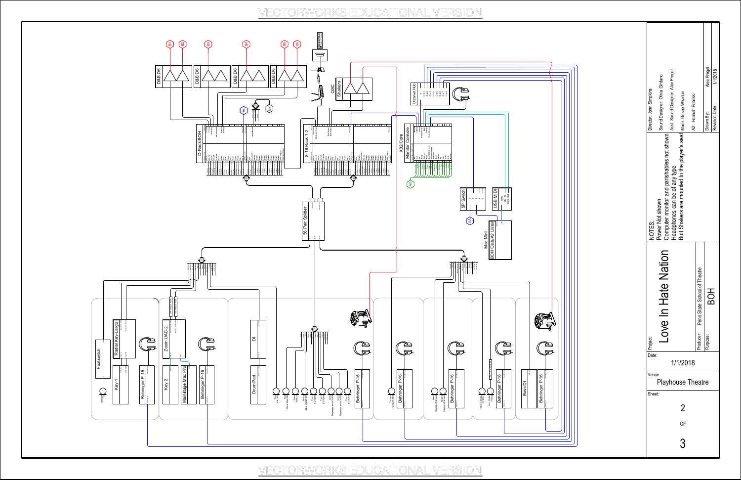VECTORWORKS EDUCATIONAL VERSION

D&B D6 | D&B D6 | D&B D6 | D&B D6

B1 B2 B3 B4 B5 B6 B7 A4

QSC Shakers

Ultranet Hub

D-Rack BOH

S-16 Rack 1-2

X32 Core Monitor Console

A5

5P Switch

USB MIDI

A3

56 Pair Splitter

Mac Mini BOH Qlab/A2 Listen

Footswitch

Radial Key-Largo

Zoom UAC-2

DI

Key 1

Behringer P-16

Key 2

Mainstage Mac Pro

Behringer P-16

Drum Pad

Behringer P-16

Behringer P-16

Behringer P-16

Behringer P-16

Bass DI

Behringer P-16

NOTES:
Power Not shown
Computer monitor and parishables not shown
Headphones can be of any type
Butt Shakers are mounted to the player's seat

Director: John Simpkins
Sound Designer: Olivia Girdano
Asst. Sound Designer: Alex Pregel
Mixer: Deone Wharton
A2: Hannah Pribilski

Drawn By: Alex Pregel
Revision Date: 1/1/2018

Project: Love In Hate Nation

Producer: Penn State School of Theatre

Purpose: BOH

Date: 1/1/2018

Venue: Playhouse Theatre

Sheet: 2 OF 3

VECTORWORKS EDUCATIONAL VERSION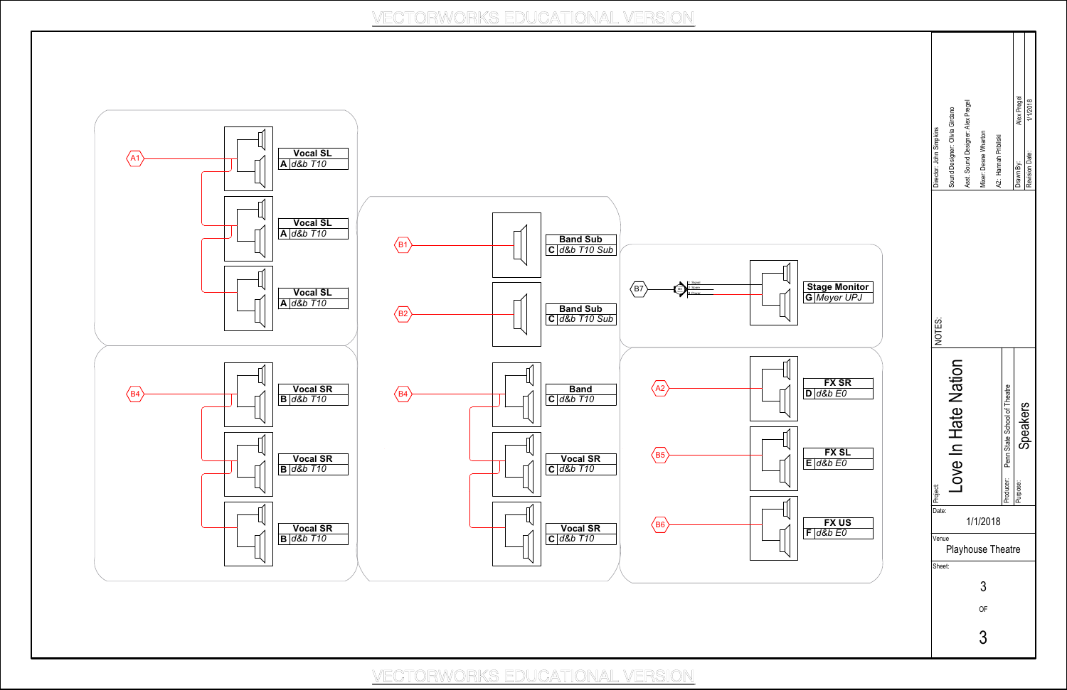VECTORWORKS EDUCATIONAL VERSION

A1

**Vocal SL**
**A** *d&b T10*

**Vocal SL**
**A** *d&b T10*

**Vocal SL**
**A** *d&b T10*

B1

**Band Sub**
**C** *d&b T10 Sub*

B2

**Band Sub**
**C** *d&b T10 Sub*

B7

1: Signal
2: Spare
3: Power

**Stage Monitor**
**G** *Meyer UPJ*

B4

**Vocal SR**
**B** *d&b T10*

**Vocal SR**
**B** *d&b T10*

**Vocal SR**
**B** *d&b T10*

B4

**Band**
**C** *d&b T10*

**Vocal SR**
**C** *d&b T10*

**Vocal SR**
**C** *d&b T10*

A2

**FX SR**
**D** *d&b E0*

B5

**FX SL**
**E** *d&b E0*

B6

**FX US**
**F** *d&b E0*

Director: John Simpkins
Sound Designer: Olivia Girdano
Asst. Sound Designer: Alex Pregel
Mixer: Desne Wharton
A2: Hannah Pribilski

Drawn By: Alex Pregel
Revision Date: 1/1/2018

NOTES:

Project: Love In Hate Nation

Producer: Penn State School of Theatre

Purpose: Speakers

Date: 1/1/2018

Venue: Playhouse Theatre

Sheet: 3 OF 3

VECTORWORKS EDUCATIONAL VERSION